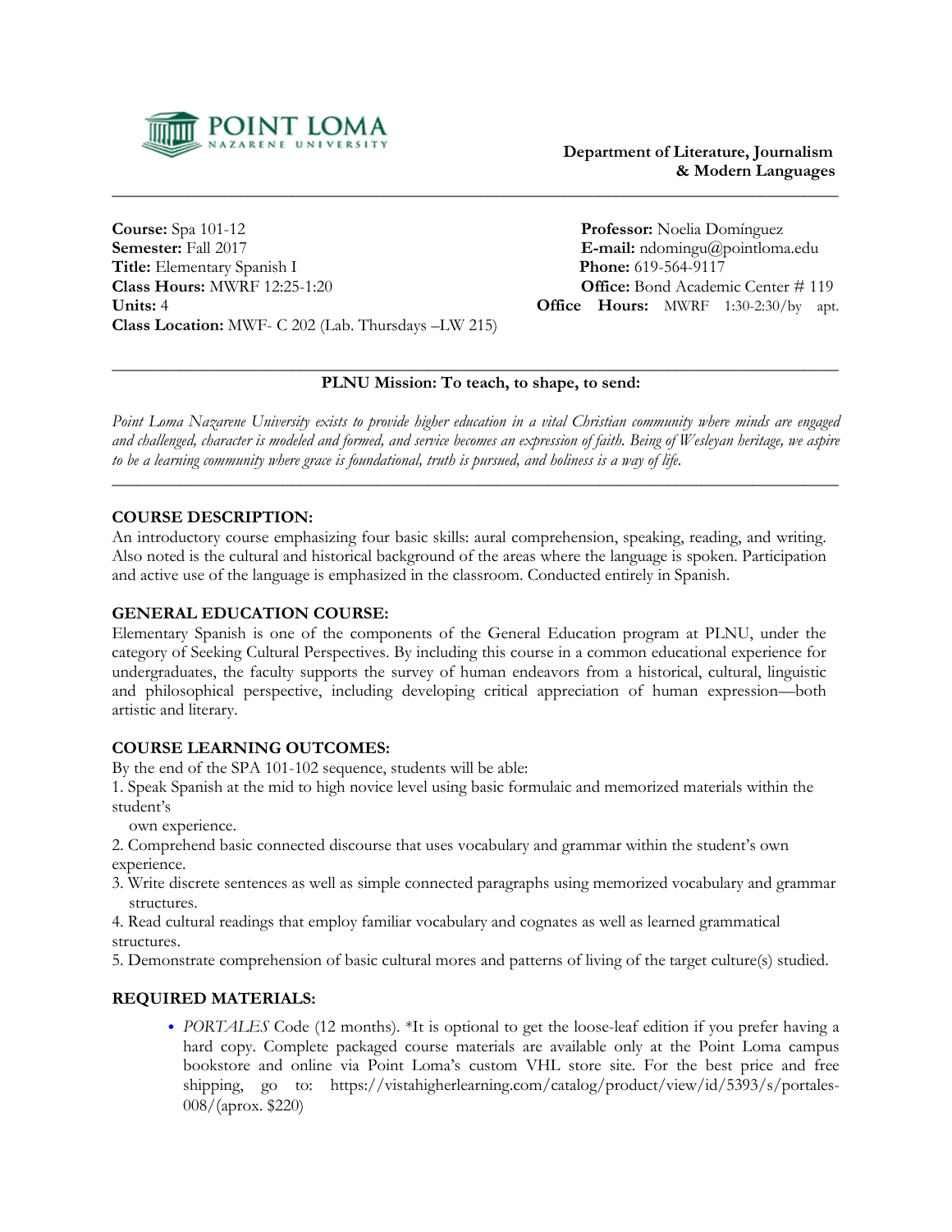**Department of Literature, Journalism & Modern Languages**

---

**Course:** Spa 101-12
**Semester:** Fall 2017
**Title:** Elementary Spanish I
**Class Hours:** MWRF 12:25-1:20
**Units:** 4
**Class Location:** MWF- C 202 (Lab. Thursdays –LW 215)

**Professor:** Noelia Domínguez
**E-mail:** ndomingu@pointloma.edu
**Phone:** 619-564-9117
**Office:** Bond Academic Center # 119
**Office Hours:** MWRF 1:30-2:30/by apt.

---

**PLNU Mission: To teach, to shape, to send:**

*Point Loma Nazarene University exists to provide higher education in a vital Christian community where minds are engaged and challenged, character is modeled and formed, and service becomes an expression of faith. Being of Wesleyan heritage, we aspire to be a learning community where grace is foundational, truth is pursued, and holiness is a way of life.*

---

## COURSE DESCRIPTION:

An introductory course emphasizing four basic skills: aural comprehension, speaking, reading, and writing. Also noted is the cultural and historical background of the areas where the language is spoken. Participation and active use of the language is emphasized in the classroom. Conducted entirely in Spanish.

## GENERAL EDUCATION COURSE:

Elementary Spanish is one of the components of the General Education program at PLNU, under the category of Seeking Cultural Perspectives. By including this course in a common educational experience for undergraduates, the faculty supports the survey of human endeavors from a historical, cultural, linguistic and philosophical perspective, including developing critical appreciation of human expression—both artistic and literary.

## COURSE LEARNING OUTCOMES:

By the end of the SPA 101-102 sequence, students will be able:

1. Speak Spanish at the mid to high novice level using basic formulaic and memorized materials within the student's own experience.
2. Comprehend basic connected discourse that uses vocabulary and grammar within the student's own experience.
3. Write discrete sentences as well as simple connected paragraphs using memorized vocabulary and grammar structures.
4. Read cultural readings that employ familiar vocabulary and cognates as well as learned grammatical structures.
5. Demonstrate comprehension of basic cultural mores and patterns of living of the target culture(s) studied.

## REQUIRED MATERIALS:

- *PORTALES* Code (12 months). *It is optional to get the loose-leaf edition if you prefer having a hard copy. Complete packaged course materials are available only at the Point Loma campus bookstore and online via Point Loma's custom VHL store site. For the best price and free shipping, go to: https://vistahigherlearning.com/catalog/product/view/id/5393/s/portales-008/(aprox. $220)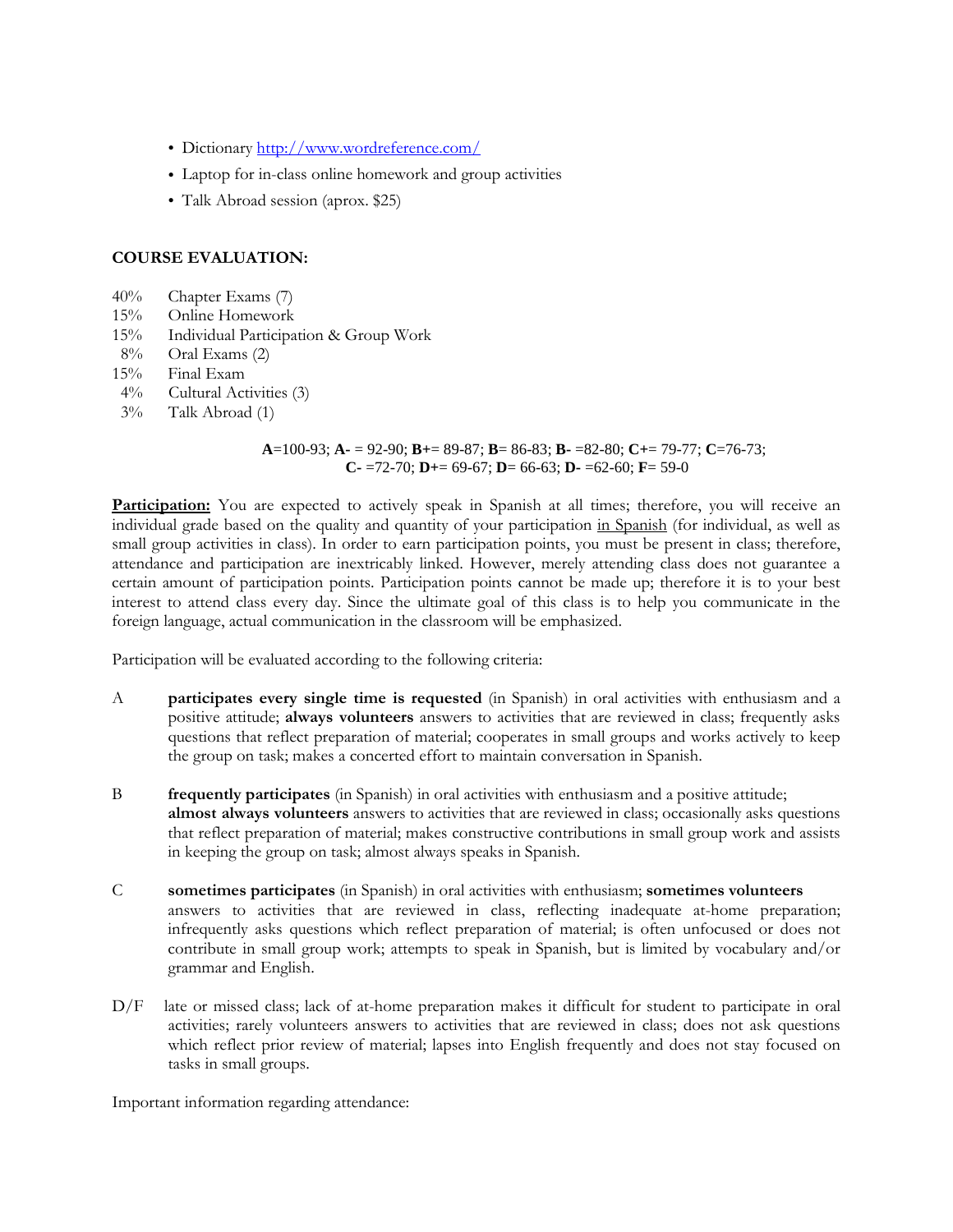- Dictionary [http://www.wordreference.com/](http://www.wordreference.com/)
- Laptop for in-class online homework and group activities
- Talk Abroad session (aprox. $25)

**COURSE EVALUATION:**

| | |
|---|---|
| 40% | Chapter Exams (7) |
| 15% | Online Homework |
| 15% | Individual Participation & Group Work |
| 8% | Oral Exams (2) |
| 15% | Final Exam |
| 4% | Cultural Activities (3) |
| 3% | Talk Abroad (1) |

**A**=100-93; **A-** = 92-90; **B+**= 89-87; **B**= 86-83; **B-** =82-80; **C+**= 79-77; **C**=76-73;
**C-** =72-70; **D+**= 69-67; **D**= 66-63; **D-** =62-60; **F**= 59-0

**Participation:** You are expected to actively speak in Spanish at all times; therefore, you will receive an individual grade based on the quality and quantity of your participation in Spanish (for individual, as well as small group activities in class). In order to earn participation points, you must be present in class; therefore, attendance and participation are inextricably linked. However, merely attending class does not guarantee a certain amount of participation points. Participation points cannot be made up; therefore it is to your best interest to attend class every day. Since the ultimate goal of this class is to help you communicate in the foreign language, actual communication in the classroom will be emphasized.

Participation will be evaluated according to the following criteria:

A **participates every single time is requested** (in Spanish) in oral activities with enthusiasm and a positive attitude; **always volunteers** answers to activities that are reviewed in class; frequently asks questions that reflect preparation of material; cooperates in small groups and works actively to keep the group on task; makes a concerted effort to maintain conversation in Spanish.

B **frequently participates** (in Spanish) in oral activities with enthusiasm and a positive attitude; **almost always volunteers** answers to activities that are reviewed in class; occasionally asks questions that reflect preparation of material; makes constructive contributions in small group work and assists in keeping the group on task; almost always speaks in Spanish.

C **sometimes participates** (in Spanish) in oral activities with enthusiasm; **sometimes volunteers** answers to activities that are reviewed in class, reflecting inadequate at-home preparation; infrequently asks questions which reflect preparation of material; is often unfocused or does not contribute in small group work; attempts to speak in Spanish, but is limited by vocabulary and/or grammar and English.

D/F late or missed class; lack of at-home preparation makes it difficult for student to participate in oral activities; rarely volunteers answers to activities that are reviewed in class; does not ask questions which reflect prior review of material; lapses into English frequently and does not stay focused on tasks in small groups.

Important information regarding attendance: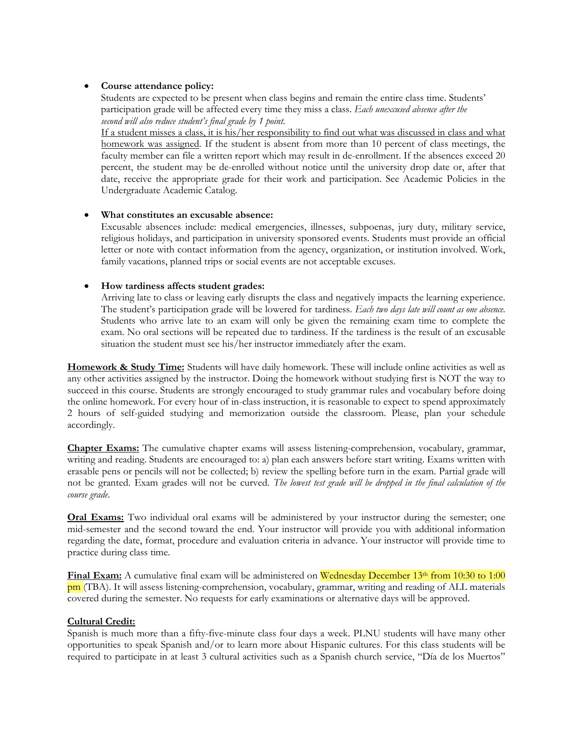- **Course attendance policy:**
  Students are expected to be present when class begins and remain the entire class time. Students' participation grade will be affected every time they miss a class. *Each unexcused absence after the second will also reduce student's final grade by 1 point.*
  If a student misses a class, it is his/her responsibility to find out what was discussed in class and what homework was assigned. If the student is absent from more than 10 percent of class meetings, the faculty member can file a written report which may result in de-enrollment. If the absences exceed 20 percent, the student may be de-enrolled without notice until the university drop date or, after that date, receive the appropriate grade for their work and participation. See Academic Policies in the Undergraduate Academic Catalog.

- **What constitutes an excusable absence:**
  Excusable absences include: medical emergencies, illnesses, subpoenas, jury duty, military service, religious holidays, and participation in university sponsored events. Students must provide an official letter or note with contact information from the agency, organization, or institution involved. Work, family vacations, planned trips or social events are not acceptable excuses.

- **How tardiness affects student grades:**
  Arriving late to class or leaving early disrupts the class and negatively impacts the learning experience. The student's participation grade will be lowered for tardiness. *Each two days late will count as one absence.* Students who arrive late to an exam will only be given the remaining exam time to complete the exam. No oral sections will be repeated due to tardiness. If the tardiness is the result of an excusable situation the student must see his/her instructor immediately after the exam.

**Homework & Study Time:** Students will have daily homework. These will include online activities as well as any other activities assigned by the instructor. Doing the homework without studying first is NOT the way to succeed in this course. Students are strongly encouraged to study grammar rules and vocabulary before doing the online homework. For every hour of in-class instruction, it is reasonable to expect to spend approximately 2 hours of self-guided studying and memorization outside the classroom. Please, plan your schedule accordingly.

**Chapter Exams:** The cumulative chapter exams will assess listening-comprehension, vocabulary, grammar, writing and reading. Students are encouraged to: a) plan each answers before start writing. Exams written with erasable pens or pencils will not be collected; b) review the spelling before turn in the exam. Partial grade will not be granted. Exam grades will not be curved. *The lowest test grade will be dropped in the final calculation of the course grade.*

**Oral Exams:** Two individual oral exams will be administered by your instructor during the semester; one mid-semester and the second toward the end. Your instructor will provide you with additional information regarding the date, format, procedure and evaluation criteria in advance. Your instructor will provide time to practice during class time.

**Final Exam:** A cumulative final exam will be administered on Wednesday December 13th from 10:30 to 1:00 pm (TBA). It will assess listening-comprehension, vocabulary, grammar, writing and reading of ALL materials covered during the semester. No requests for early examinations or alternative days will be approved.

**Cultural Credit:**
Spanish is much more than a fifty-five-minute class four days a week. PLNU students will have many other opportunities to speak Spanish and/or to learn more about Hispanic cultures. For this class students will be required to participate in at least 3 cultural activities such as a Spanish church service, "Día de los Muertos"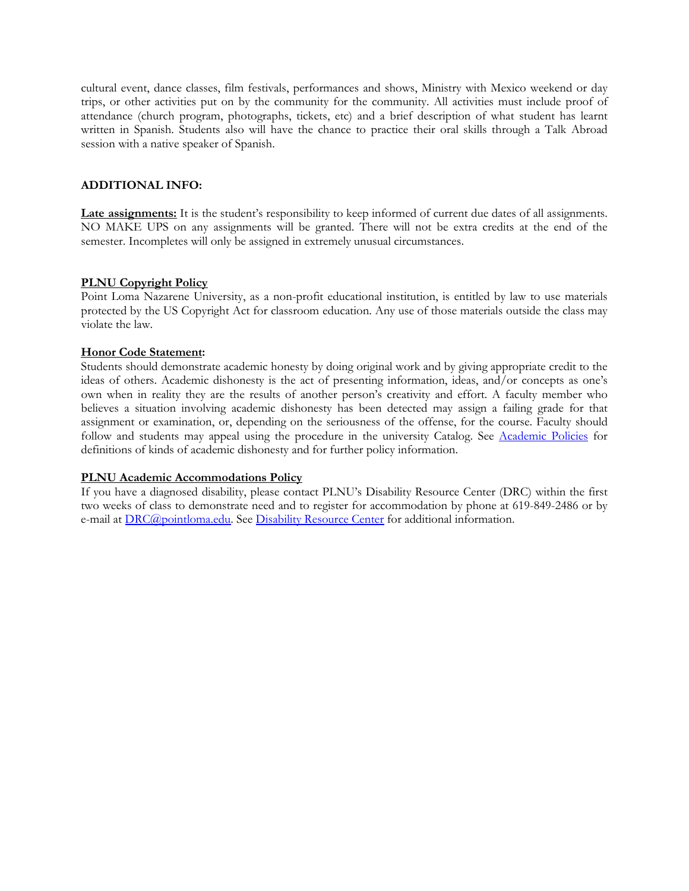cultural event, dance classes, film festivals, performances and shows, Ministry with Mexico weekend or day trips, or other activities put on by the community for the community. All activities must include proof of attendance (church program, photographs, tickets, etc) and a brief description of what student has learnt written in Spanish. Students also will have the chance to practice their oral skills through a Talk Abroad session with a native speaker of Spanish.

**ADDITIONAL INFO:**

**Late assignments:** It is the student's responsibility to keep informed of current due dates of all assignments. NO MAKE UPS on any assignments will be granted. There will not be extra credits at the end of the semester. Incompletes will only be assigned in extremely unusual circumstances.

**PLNU Copyright Policy**

Point Loma Nazarene University, as a non-profit educational institution, is entitled by law to use materials protected by the US Copyright Act for classroom education. Any use of those materials outside the class may violate the law.

**Honor Code Statement:**

Students should demonstrate academic honesty by doing original work and by giving appropriate credit to the ideas of others. Academic dishonesty is the act of presenting information, ideas, and/or concepts as one's own when in reality they are the results of another person's creativity and effort. A faculty member who believes a situation involving academic dishonesty has been detected may assign a failing grade for that assignment or examination, or, depending on the seriousness of the offense, for the course. Faculty should follow and students may appeal using the procedure in the university Catalog. See Academic Policies for definitions of kinds of academic dishonesty and for further policy information.

**PLNU Academic Accommodations Policy**

If you have a diagnosed disability, please contact PLNU's Disability Resource Center (DRC) within the first two weeks of class to demonstrate need and to register for accommodation by phone at 619-849-2486 or by e-mail at DRC@pointloma.edu. See Disability Resource Center for additional information.